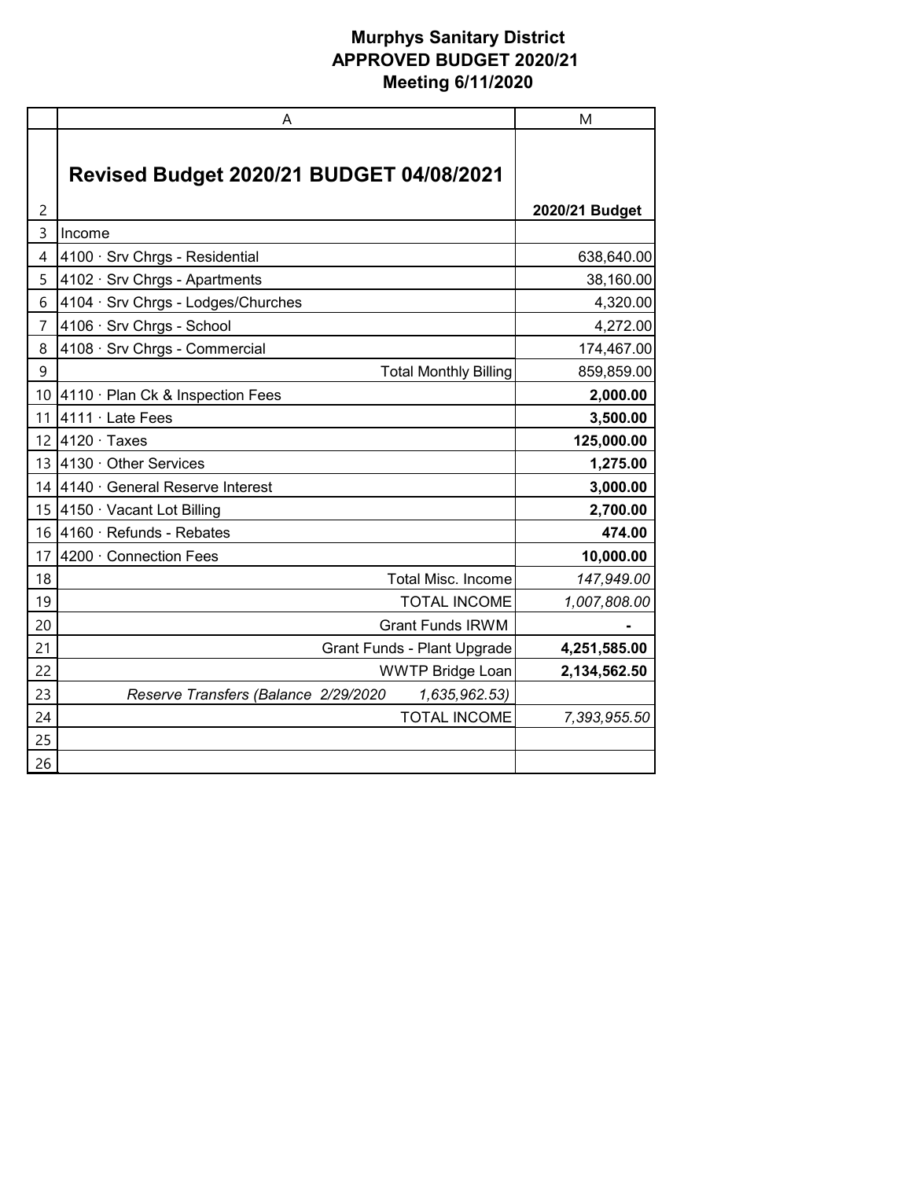# Murphys Sanitary District
## APPROVED BUDGET 2020/21
## Meeting 6/11/2020

| | A | M |
|---|---|---|
| 2 | **Revised Budget 2020/21 BUDGET 04/08/2021** | **2020/21 Budget** |
| 3 | Income | |
| 4 | 4100 · Srv Chrgs - Residential | 638,640.00 |
| 5 | 4102 · Srv Chrgs - Apartments | 38,160.00 |
| 6 | 4104 · Srv Chrgs - Lodges/Churches | 4,320.00 |
| 7 | 4106 · Srv Chrgs - School | 4,272.00 |
| 8 | 4108 · Srv Chrgs - Commercial | 174,467.00 |
| 9 | Total Monthly Billing | 859,859.00 |
| 10 | 4110 · Plan Ck & Inspection Fees | **2,000.00** |
| 11 | 4111 · Late Fees | **3,500.00** |
| 12 | 4120 · Taxes | **125,000.00** |
| 13 | 4130 · Other Services | **1,275.00** |
| 14 | 4140 · General Reserve Interest | **3,000.00** |
| 15 | 4150 · Vacant Lot Billing | **2,700.00** |
| 16 | 4160 · Refunds - Rebates | **474.00** |
| 17 | 4200 · Connection Fees | **10,000.00** |
| 18 | Total Misc. Income | *147,949.00* |
| 19 | TOTAL INCOME | *1,007,808.00* |
| 20 | Grant Funds IRWM | **-** |
| 21 | Grant Funds - Plant Upgrade | **4,251,585.00** |
| 22 | WWTP Bridge Loan | **2,134,562.50** |
| 23 | *Reserve Transfers (Balance 2/29/2020 1,635,962.53)* | |
| 24 | TOTAL INCOME | *7,393,955.50* |
| 25 | | |
| 26 | | |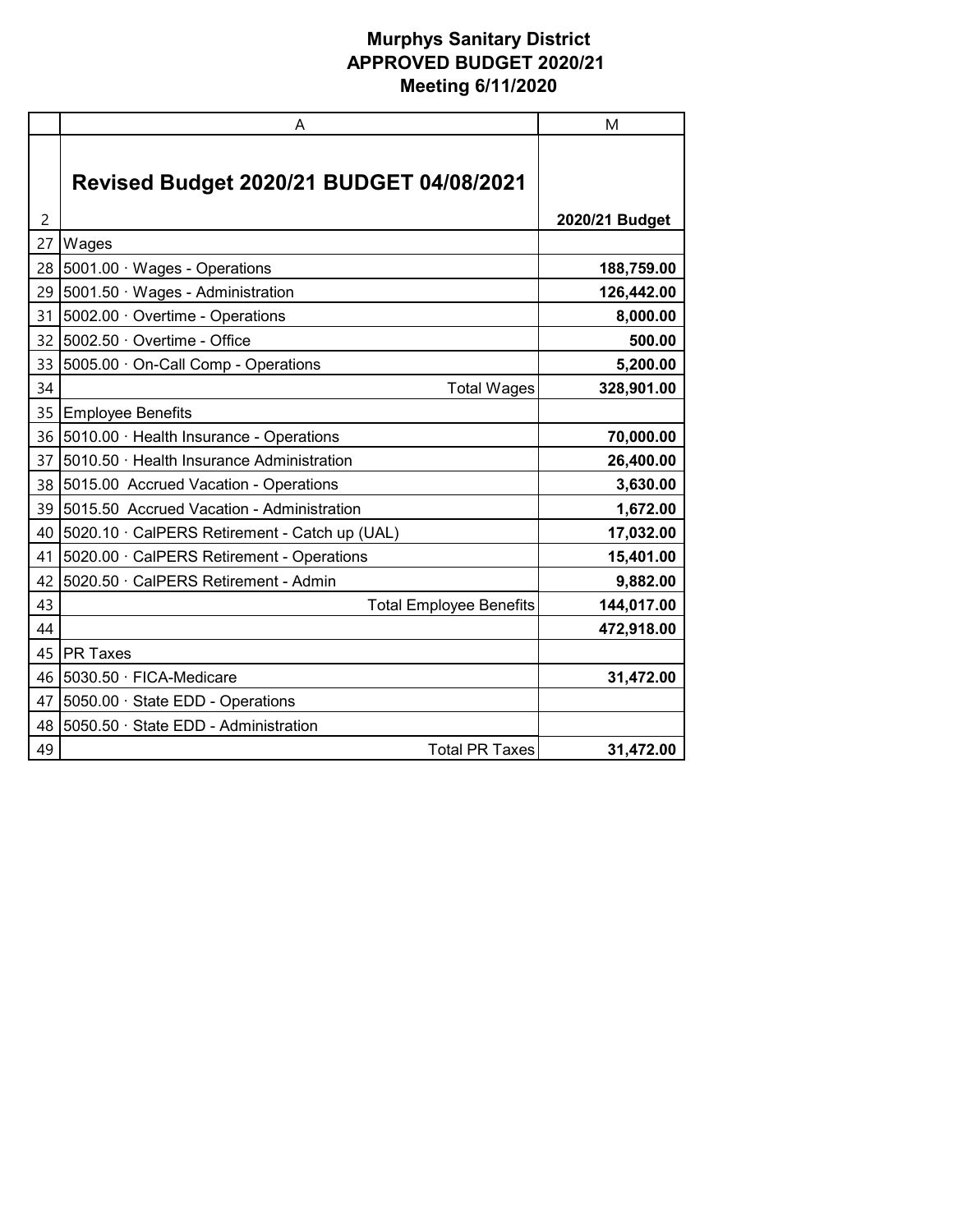# Murphys Sanitary District
## APPROVED BUDGET 2020/21
## Meeting 6/11/2020

| | A | M |
|---|---|---|
| 2 | **Revised Budget 2020/21 BUDGET 04/08/2021** | **2020/21 Budget** |
| 27 | Wages | |
| 28 | 5001.00 · Wages - Operations | **188,759.00** |
| 29 | 5001.50 · Wages - Administration | **126,442.00** |
| 31 | 5002.00 · Overtime - Operations | **8,000.00** |
| 32 | 5002.50 · Overtime - Office | **500.00** |
| 33 | 5005.00 · On-Call Comp - Operations | **5,200.00** |
| 34 | Total Wages | **328,901.00** |
| 35 | Employee Benefits | |
| 36 | 5010.00 · Health Insurance - Operations | **70,000.00** |
| 37 | 5010.50 · Health Insurance Administration | **26,400.00** |
| 38 | 5015.00 Accrued Vacation - Operations | **3,630.00** |
| 39 | 5015.50 Accrued Vacation - Administration | **1,672.00** |
| 40 | 5020.10 · CalPERS Retirement - Catch up (UAL) | **17,032.00** |
| 41 | 5020.00 · CalPERS Retirement - Operations | **15,401.00** |
| 42 | 5020.50 · CalPERS Retirement - Admin | **9,882.00** |
| 43 | Total Employee Benefits | **144,017.00** |
| 44 | | **472,918.00** |
| 45 | PR Taxes | |
| 46 | 5030.50 · FICA-Medicare | **31,472.00** |
| 47 | 5050.00 · State EDD - Operations | |
| 48 | 5050.50 · State EDD - Administration | |
| 49 | Total PR Taxes | **31,472.00** |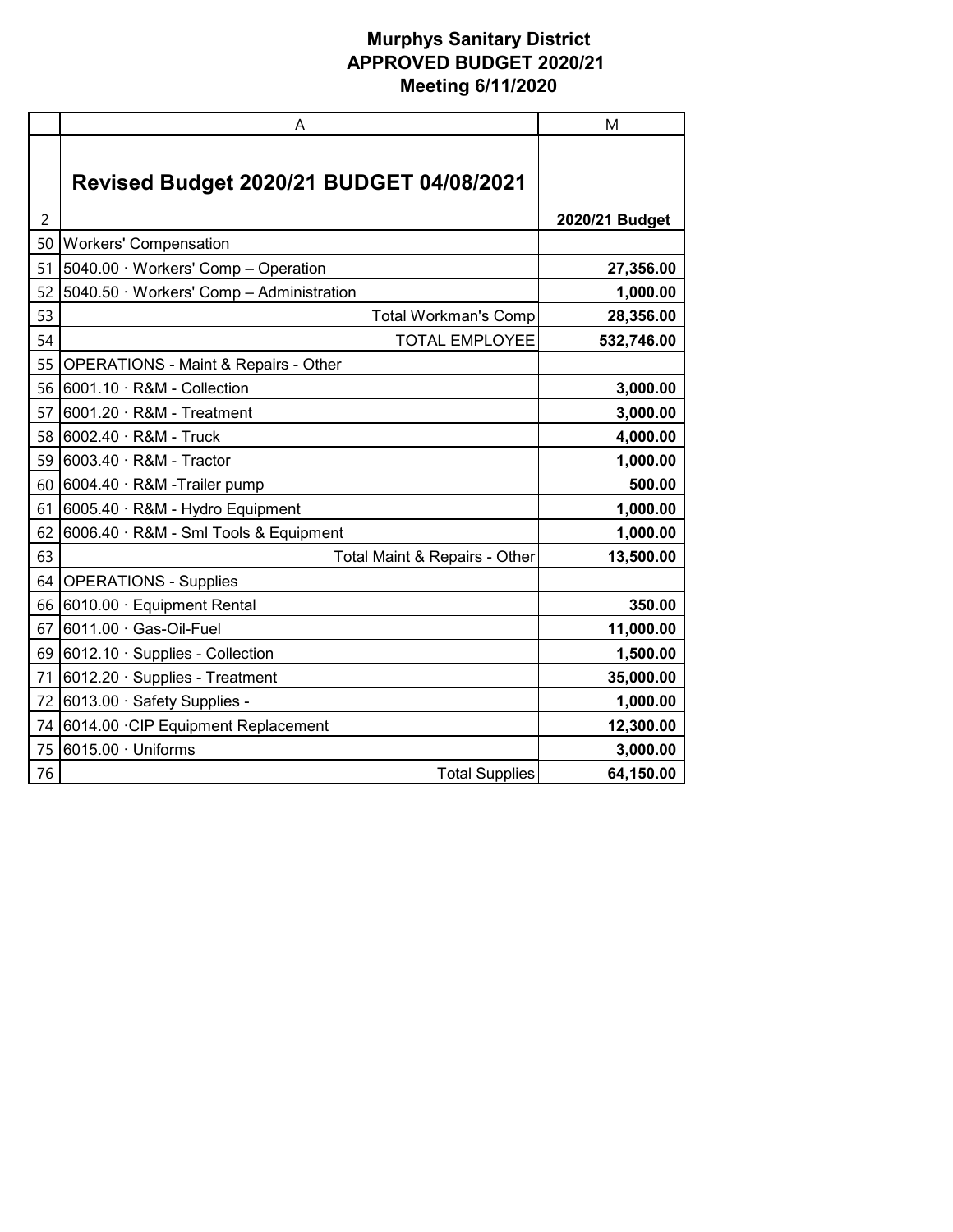**Murphys Sanitary District**
**APPROVED BUDGET 2020/21**
**Meeting 6/11/2020**

| | A | M |
|---|---|---|
| 2 | **Revised Budget 2020/21 BUDGET 04/08/2021** | **2020/21 Budget** |
| 50 | Workers' Compensation | |
| 51 | 5040.00 · Workers' Comp – Operation | **27,356.00** |
| 52 | 5040.50 · Workers' Comp – Administration | **1,000.00** |
| 53 | Total Workman's Comp | **28,356.00** |
| 54 | TOTAL EMPLOYEE | **532,746.00** |
| 55 | OPERATIONS - Maint & Repairs - Other | |
| 56 | 6001.10 · R&M - Collection | **3,000.00** |
| 57 | 6001.20 · R&M - Treatment | **3,000.00** |
| 58 | 6002.40 · R&M - Truck | **4,000.00** |
| 59 | 6003.40 · R&M - Tractor | **1,000.00** |
| 60 | 6004.40 · R&M -Trailer pump | **500.00** |
| 61 | 6005.40 · R&M - Hydro Equipment | **1,000.00** |
| 62 | 6006.40 · R&M - Sml Tools & Equipment | **1,000.00** |
| 63 | Total Maint & Repairs - Other | **13,500.00** |
| 64 | OPERATIONS - Supplies | |
| 66 | 6010.00 · Equipment Rental | **350.00** |
| 67 | 6011.00 · Gas-Oil-Fuel | **11,000.00** |
| 69 | 6012.10 · Supplies - Collection | **1,500.00** |
| 71 | 6012.20 · Supplies - Treatment | **35,000.00** |
| 72 | 6013.00 · Safety Supplies - | **1,000.00** |
| 74 | 6014.00 ·CIP Equipment Replacement | **12,300.00** |
| 75 | 6015.00 · Uniforms | **3,000.00** |
| 76 | Total Supplies | **64,150.00** |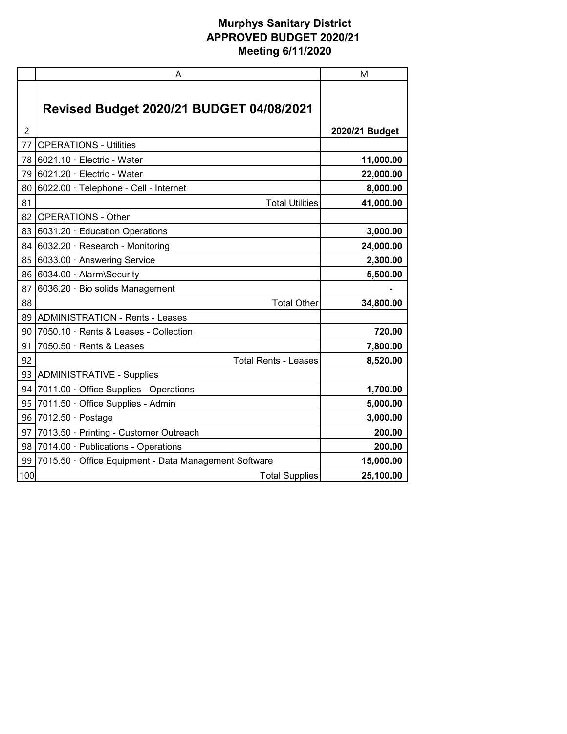# Murphys Sanitary District
## APPROVED BUDGET 2020/21
## Meeting 6/11/2020

| | A | M |
|---|---|---|
| 2 | **Revised Budget 2020/21 BUDGET 04/08/2021** | **2020/21 Budget** |
| 77 | OPERATIONS - Utilities | |
| 78 | 6021.10 · Electric - Water | **11,000.00** |
| 79 | 6021.20 · Electric - Water | **22,000.00** |
| 80 | 6022.00 · Telephone - Cell - Internet | **8,000.00** |
| 81 | Total Utilities | **41,000.00** |
| 82 | OPERATIONS - Other | |
| 83 | 6031.20 · Education Operations | **3,000.00** |
| 84 | 6032.20 · Research - Monitoring | **24,000.00** |
| 85 | 6033.00 · Answering Service | **2,300.00** |
| 86 | 6034.00 · Alarm\Security | **5,500.00** |
| 87 | 6036.20 · Bio solids Management | **-** |
| 88 | Total Other | **34,800.00** |
| 89 | ADMINISTRATION - Rents - Leases | |
| 90 | 7050.10 · Rents & Leases - Collection | **720.00** |
| 91 | 7050.50 · Rents & Leases | **7,800.00** |
| 92 | Total Rents - Leases | **8,520.00** |
| 93 | ADMINISTRATIVE - Supplies | |
| 94 | 7011.00 · Office Supplies - Operations | **1,700.00** |
| 95 | 7011.50 · Office Supplies - Admin | **5,000.00** |
| 96 | 7012.50 · Postage | **3,000.00** |
| 97 | 7013.50 · Printing - Customer Outreach | **200.00** |
| 98 | 7014.00 · Publications - Operations | **200.00** |
| 99 | 7015.50 · Office Equipment - Data Management Software | **15,000.00** |
| 100 | Total Supplies | **25,100.00** |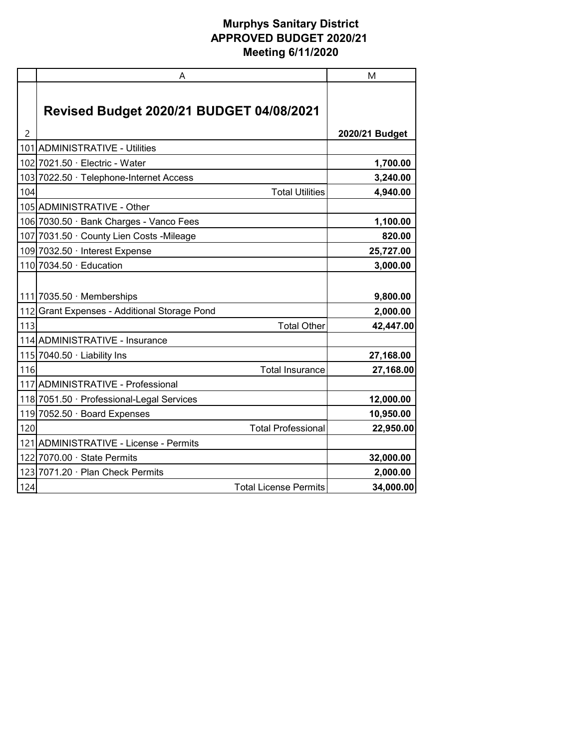# Murphys Sanitary District
## APPROVED BUDGET 2020/21
## Meeting 6/11/2020

| | A | M |
|---|---|---|
| 2 | **Revised Budget 2020/21 BUDGET 04/08/2021** | **2020/21 Budget** |
| 101 | ADMINISTRATIVE - Utilities | |
| 102 | 7021.50 · Electric - Water | **1,700.00** |
| 103 | 7022.50 · Telephone-Internet Access | **3,240.00** |
| 104 | Total Utilities | **4,940.00** |
| 105 | ADMINISTRATIVE - Other | |
| 106 | 7030.50 · Bank Charges - Vanco Fees | **1,100.00** |
| 107 | 7031.50 · County Lien Costs -Mileage | **820.00** |
| 109 | 7032.50 · Interest Expense | **25,727.00** |
| 110 | 7034.50 · Education | **3,000.00** |
| 111 | 7035.50 · Memberships | **9,800.00** |
| 112 | Grant Expenses - Additional Storage Pond | **2,000.00** |
| 113 | Total Other | **42,447.00** |
| 114 | ADMINISTRATIVE - Insurance | |
| 115 | 7040.50 · Liability Ins | **27,168.00** |
| 116 | Total Insurance | **27,168.00** |
| 117 | ADMINISTRATIVE - Professional | |
| 118 | 7051.50 · Professional-Legal Services | **12,000.00** |
| 119 | 7052.50 · Board Expenses | **10,950.00** |
| 120 | Total Professional | **22,950.00** |
| 121 | ADMINISTRATIVE - License - Permits | |
| 122 | 7070.00 · State Permits | **32,000.00** |
| 123 | 7071.20 · Plan Check Permits | **2,000.00** |
| 124 | Total License Permits | **34,000.00** |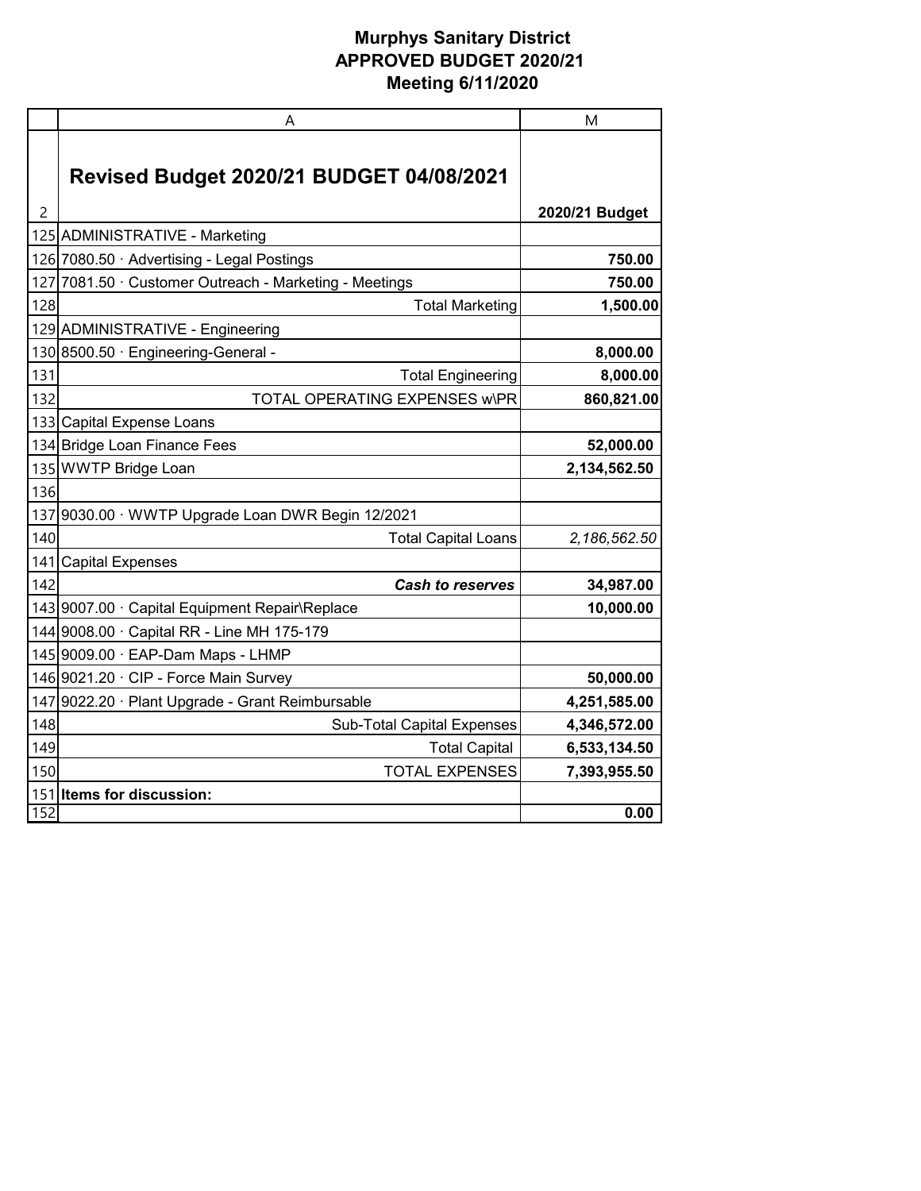**Murphys Sanitary District**
**APPROVED BUDGET 2020/21**
**Meeting 6/11/2020**

| | A | M |
|---|---|---|
| 2 | **Revised Budget 2020/21 BUDGET 04/08/2021** | **2020/21 Budget** |
| 125 | ADMINISTRATIVE - Marketing | |
| 126 | 7080.50 · Advertising - Legal Postings | **750.00** |
| 127 | 7081.50 · Customer Outreach - Marketing - Meetings | **750.00** |
| 128 | Total Marketing | **1,500.00** |
| 129 | ADMINISTRATIVE - Engineering | |
| 130 | 8500.50 · Engineering-General - | **8,000.00** |
| 131 | Total Engineering | **8,000.00** |
| 132 | TOTAL OPERATING EXPENSES w\PR | **860,821.00** |
| 133 | Capital Expense Loans | |
| 134 | Bridge Loan Finance Fees | **52,000.00** |
| 135 | WWTP Bridge Loan | **2,134,562.50** |
| 136 | | |
| 137 | 9030.00 · WWTP Upgrade Loan DWR Begin 12/2021 | |
| 140 | Total Capital Loans | *2,186,562.50* |
| 141 | Capital Expenses | |
| 142 | ***Cash to reserves*** | **34,987.00** |
| 143 | 9007.00 · Capital Equipment Repair\Replace | **10,000.00** |
| 144 | 9008.00 · Capital RR - Line MH 175-179 | |
| 145 | 9009.00 · EAP-Dam Maps - LHMP | |
| 146 | 9021.20 · CIP - Force Main Survey | **50,000.00** |
| 147 | 9022.20 · Plant Upgrade - Grant Reimbursable | **4,251,585.00** |
| 148 | Sub-Total Capital Expenses | **4,346,572.00** |
| 149 | Total Capital | **6,533,134.50** |
| 150 | TOTAL EXPENSES | **7,393,955.50** |
| 151 | **Items for discussion:** | |
| 152 | | **0.00** |